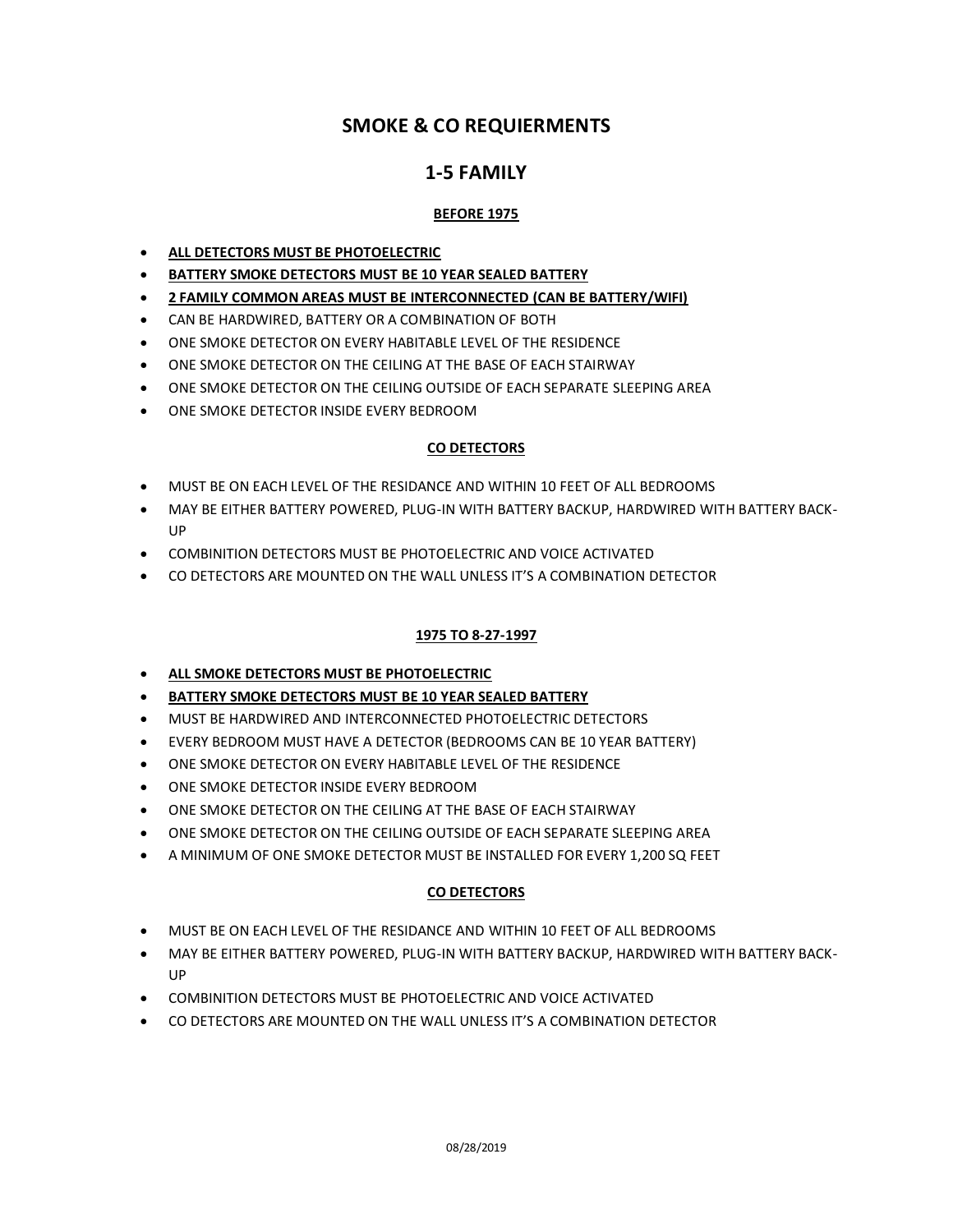# SMOKE & CO REQUIERMENTS

## 1-5 FAMILY

### BEFORE 1975

- **ALL DETECTORS MUST BE PHOTOELECTRIC**
- **BATTERY SMOKE DETECTORS MUST BE 10 YEAR SEALED BATTERY**
- **2 FAMILY COMMON AREAS MUST BE INTERCONNECTED (CAN BE BATTERY/WIFI)**
- CAN BE HARDWIRED, BATTERY OR A COMBINATION OF BOTH
- ONE SMOKE DETECTOR ON EVERY HABITABLE LEVEL OF THE RESIDENCE
- ONE SMOKE DETECTOR ON THE CEILING AT THE BASE OF EACH STAIRWAY
- ONE SMOKE DETECTOR ON THE CEILING OUTSIDE OF EACH SEPARATE SLEEPING AREA
- ONE SMOKE DETECTOR INSIDE EVERY BEDROOM

### CO DETECTORS

- MUST BE ON EACH LEVEL OF THE RESIDANCE AND WITHIN 10 FEET OF ALL BEDROOMS
- MAY BE EITHER BATTERY POWERED, PLUG-IN WITH BATTERY BACKUP, HARDWIRED WITH BATTERY BACK-UP
- COMBINITION DETECTORS MUST BE PHOTOELECTRIC AND VOICE ACTIVATED
- CO DETECTORS ARE MOUNTED ON THE WALL UNLESS IT'S A COMBINATION DETECTOR

### 1975 TO 8-27-1997

- **ALL SMOKE DETECTORS MUST BE PHOTOELECTRIC**
- **BATTERY SMOKE DETECTORS MUST BE 10 YEAR SEALED BATTERY**
- MUST BE HARDWIRED AND INTERCONNECTED PHOTOELECTRIC DETECTORS
- EVERY BEDROOM MUST HAVE A DETECTOR (BEDROOMS CAN BE 10 YEAR BATTERY)
- ONE SMOKE DETECTOR ON EVERY HABITABLE LEVEL OF THE RESIDENCE
- ONE SMOKE DETECTOR INSIDE EVERY BEDROOM
- ONE SMOKE DETECTOR ON THE CEILING AT THE BASE OF EACH STAIRWAY
- ONE SMOKE DETECTOR ON THE CEILING OUTSIDE OF EACH SEPARATE SLEEPING AREA
- A MINIMUM OF ONE SMOKE DETECTOR MUST BE INSTALLED FOR EVERY 1,200 SQ FEET

### CO DETECTORS

- MUST BE ON EACH LEVEL OF THE RESIDANCE AND WITHIN 10 FEET OF ALL BEDROOMS
- MAY BE EITHER BATTERY POWERED, PLUG-IN WITH BATTERY BACKUP, HARDWIRED WITH BATTERY BACK-UP
- COMBINITION DETECTORS MUST BE PHOTOELECTRIC AND VOICE ACTIVATED
- CO DETECTORS ARE MOUNTED ON THE WALL UNLESS IT'S A COMBINATION DETECTOR

08/28/2019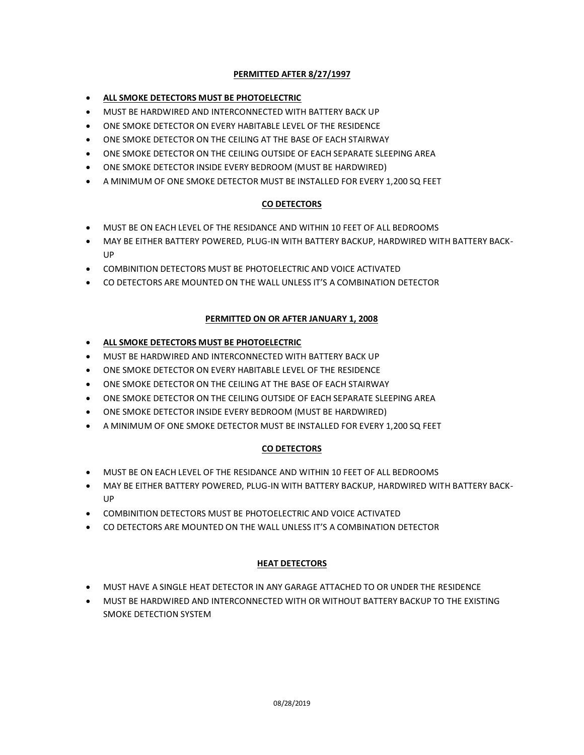## **PERMITTED AFTER 8/27/1997**

- **ALL SMOKE DETECTORS MUST BE PHOTOELECTRIC**
- MUST BE HARDWIRED AND INTERCONNECTED WITH BATTERY BACK UP
- ONE SMOKE DETECTOR ON EVERY HABITABLE LEVEL OF THE RESIDENCE
- ONE SMOKE DETECTOR ON THE CEILING AT THE BASE OF EACH STAIRWAY
- ONE SMOKE DETECTOR ON THE CEILING OUTSIDE OF EACH SEPARATE SLEEPING AREA
- ONE SMOKE DETECTOR INSIDE EVERY BEDROOM (MUST BE HARDWIRED)
- A MINIMUM OF ONE SMOKE DETECTOR MUST BE INSTALLED FOR EVERY 1,200 SQ FEET

### **CO DETECTORS**

- MUST BE ON EACH LEVEL OF THE RESIDANCE AND WITHIN 10 FEET OF ALL BEDROOMS
- MAY BE EITHER BATTERY POWERED, PLUG-IN WITH BATTERY BACKUP, HARDWIRED WITH BATTERY BACK-UP
- COMBINITION DETECTORS MUST BE PHOTOELECTRIC AND VOICE ACTIVATED
- CO DETECTORS ARE MOUNTED ON THE WALL UNLESS IT'S A COMBINATION DETECTOR

## **PERMITTED ON OR AFTER JANUARY 1, 2008**

- **ALL SMOKE DETECTORS MUST BE PHOTOELECTRIC**
- MUST BE HARDWIRED AND INTERCONNECTED WITH BATTERY BACK UP
- ONE SMOKE DETECTOR ON EVERY HABITABLE LEVEL OF THE RESIDENCE
- ONE SMOKE DETECTOR ON THE CEILING AT THE BASE OF EACH STAIRWAY
- ONE SMOKE DETECTOR ON THE CEILING OUTSIDE OF EACH SEPARATE SLEEPING AREA
- ONE SMOKE DETECTOR INSIDE EVERY BEDROOM (MUST BE HARDWIRED)
- A MINIMUM OF ONE SMOKE DETECTOR MUST BE INSTALLED FOR EVERY 1,200 SQ FEET

### **CO DETECTORS**

- MUST BE ON EACH LEVEL OF THE RESIDANCE AND WITHIN 10 FEET OF ALL BEDROOMS
- MAY BE EITHER BATTERY POWERED, PLUG-IN WITH BATTERY BACKUP, HARDWIRED WITH BATTERY BACK-UP
- COMBINITION DETECTORS MUST BE PHOTOELECTRIC AND VOICE ACTIVATED
- CO DETECTORS ARE MOUNTED ON THE WALL UNLESS IT'S A COMBINATION DETECTOR

### **HEAT DETECTORS**

- MUST HAVE A SINGLE HEAT DETECTOR IN ANY GARAGE ATTACHED TO OR UNDER THE RESIDENCE
- MUST BE HARDWIRED AND INTERCONNECTED WITH OR WITHOUT BATTERY BACKUP TO THE EXISTING SMOKE DETECTION SYSTEM

08/28/2019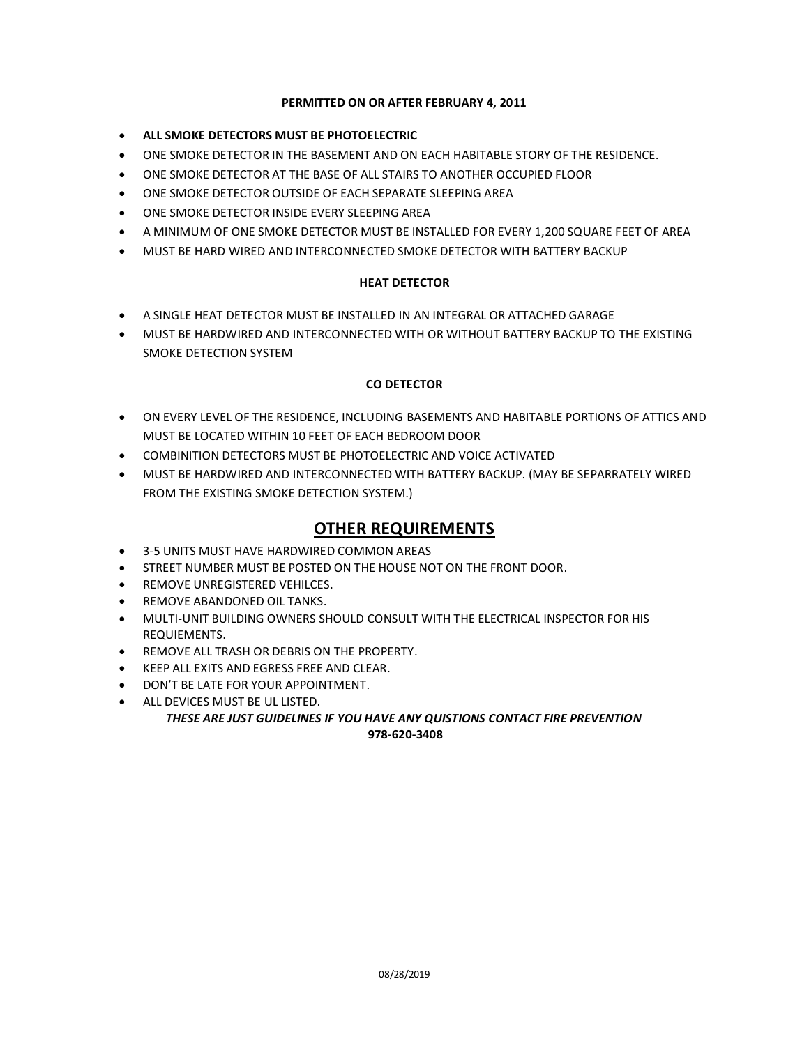**PERMITTED ON OR AFTER FEBRUARY 4, 2011**

- **ALL SMOKE DETECTORS MUST BE PHOTOELECTRIC**
- ONE SMOKE DETECTOR IN THE BASEMENT AND ON EACH HABITABLE STORY OF THE RESIDENCE.
- ONE SMOKE DETECTOR AT THE BASE OF ALL STAIRS TO ANOTHER OCCUPIED FLOOR
- ONE SMOKE DETECTOR OUTSIDE OF EACH SEPARATE SLEEPING AREA
- ONE SMOKE DETECTOR INSIDE EVERY SLEEPING AREA
- A MINIMUM OF ONE SMOKE DETECTOR MUST BE INSTALLED FOR EVERY 1,200 SQUARE FEET OF AREA
- MUST BE HARD WIRED AND INTERCONNECTED SMOKE DETECTOR WITH BATTERY BACKUP

**HEAT DETECTOR**

- A SINGLE HEAT DETECTOR MUST BE INSTALLED IN AN INTEGRAL OR ATTACHED GARAGE
- MUST BE HARDWIRED AND INTERCONNECTED WITH OR WITHOUT BATTERY BACKUP TO THE EXISTING SMOKE DETECTION SYSTEM

**CO DETECTOR**

- ON EVERY LEVEL OF THE RESIDENCE, INCLUDING BASEMENTS AND HABITABLE PORTIONS OF ATTICS AND MUST BE LOCATED WITHIN 10 FEET OF EACH BEDROOM DOOR
- COMBINITION DETECTORS MUST BE PHOTOELECTRIC AND VOICE ACTIVATED
- MUST BE HARDWIRED AND INTERCONNECTED WITH BATTERY BACKUP. (MAY BE SEPARRATELY WIRED FROM THE EXISTING SMOKE DETECTION SYSTEM.)

## OTHER REQUIREMENTS

- 3-5 UNITS MUST HAVE HARDWIRED COMMON AREAS
- STREET NUMBER MUST BE POSTED ON THE HOUSE NOT ON THE FRONT DOOR.
- REMOVE UNREGISTERED VEHILCES.
- REMOVE ABANDONED OIL TANKS.
- MULTI-UNIT BUILDING OWNERS SHOULD CONSULT WITH THE ELECTRICAL INSPECTOR FOR HIS REQUIEMENTS.
- REMOVE ALL TRASH OR DEBRIS ON THE PROPERTY.
- KEEP ALL EXITS AND EGRESS FREE AND CLEAR.
- DON'T BE LATE FOR YOUR APPOINTMENT.
- ALL DEVICES MUST BE UL LISTED.

***THESE ARE JUST GUIDELINES IF YOU HAVE ANY QUISTIONS CONTACT FIRE PREVENTION***

**978-620-3408**

08/28/2019